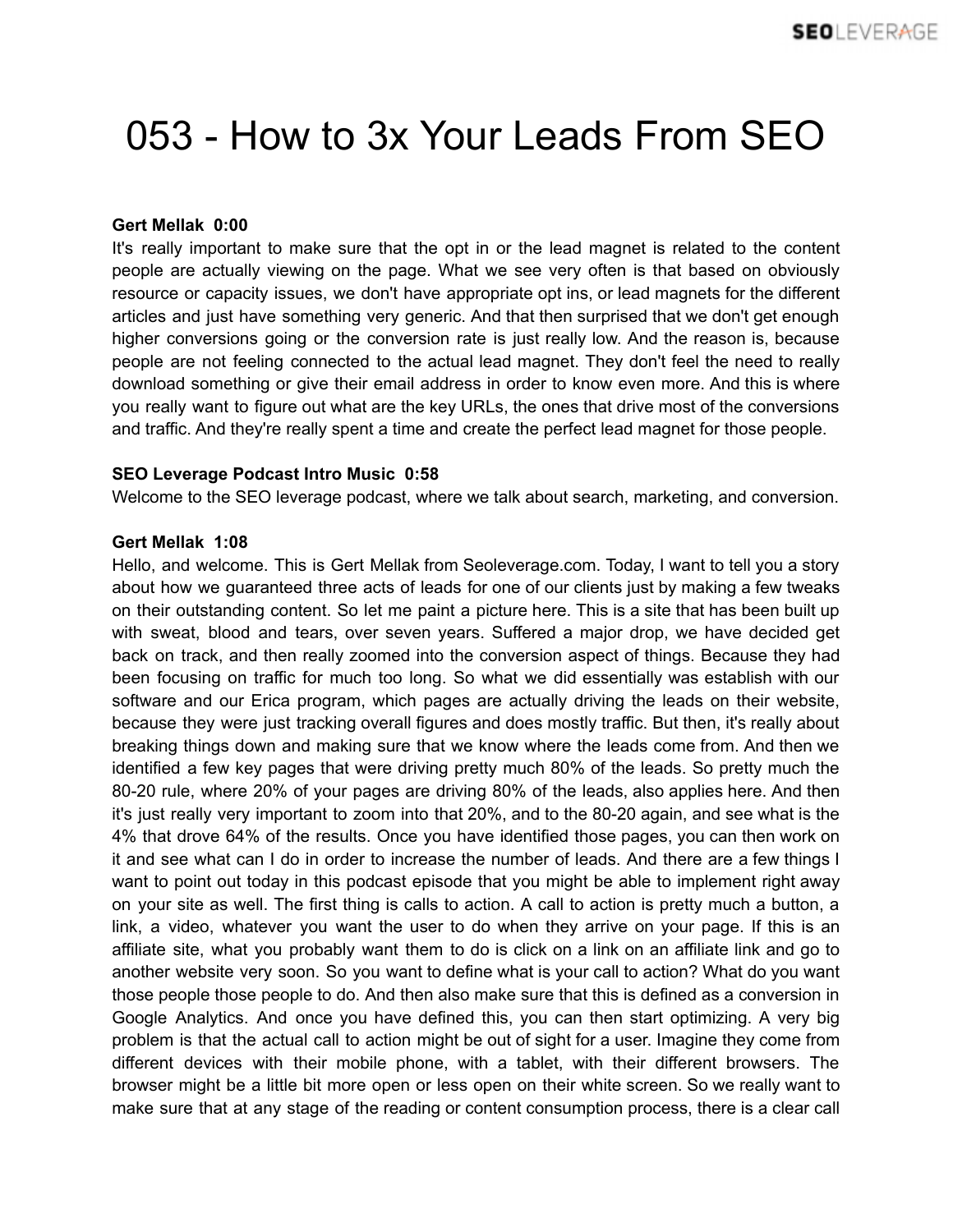# 053 - How to 3x Your Leads From SEO

**Gert Mellak 0:00**

It's really important to make sure that the opt in or the lead magnet is related to the content people are actually viewing on the page. What we see very often is that based on obviously resource or capacity issues, we don't have appropriate opt ins, or lead magnets for the different articles and just have something very generic. And that then surprised that we don't get enough higher conversions going or the conversion rate is just really low. And the reason is, because people are not feeling connected to the actual lead magnet. They don't feel the need to really download something or give their email address in order to know even more. And this is where you really want to figure out what are the key URLs, the ones that drive most of the conversions and traffic. And they're really spent a time and create the perfect lead magnet for those people.

**SEO Leverage Podcast Intro Music 0:58**

Welcome to the SEO leverage podcast, where we talk about search, marketing, and conversion.

**Gert Mellak 1:08**

Hello, and welcome. This is Gert Mellak from Seoleverage.com. Today, I want to tell you a story about how we guaranteed three acts of leads for one of our clients just by making a few tweaks on their outstanding content. So let me paint a picture here. This is a site that has been built up with sweat, blood and tears, over seven years. Suffered a major drop, we have decided get back on track, and then really zoomed into the conversion aspect of things. Because they had been focusing on traffic for much too long. So what we did essentially was establish with our software and our Erica program, which pages are actually driving the leads on their website, because they were just tracking overall figures and does mostly traffic. But then, it's really about breaking things down and making sure that we know where the leads come from. And then we identified a few key pages that were driving pretty much 80% of the leads. So pretty much the 80-20 rule, where 20% of your pages are driving 80% of the leads, also applies here. And then it's just really very important to zoom into that 20%, and to the 80-20 again, and see what is the 4% that drove 64% of the results. Once you have identified those pages, you can then work on it and see what can I do in order to increase the number of leads. And there are a few things I want to point out today in this podcast episode that you might be able to implement right away on your site as well. The first thing is calls to action. A call to action is pretty much a button, a link, a video, whatever you want the user to do when they arrive on your page. If this is an affiliate site, what you probably want them to do is click on a link on an affiliate link and go to another website very soon. So you want to define what is your call to action? What do you want those people those people to do. And then also make sure that this is defined as a conversion in Google Analytics. And once you have defined this, you can then start optimizing. A very big problem is that the actual call to action might be out of sight for a user. Imagine they come from different devices with their mobile phone, with a tablet, with their different browsers. The browser might be a little bit more open or less open on their white screen. So we really want to make sure that at any stage of the reading or content consumption process, there is a clear call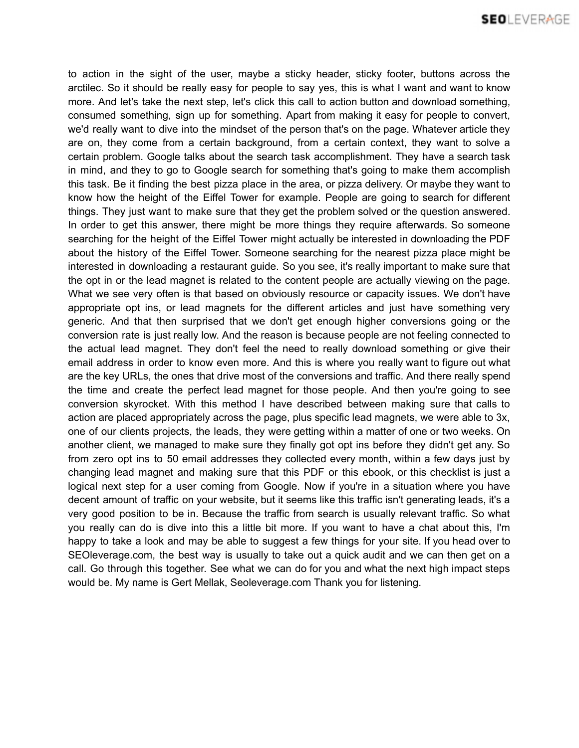to action in the sight of the user, maybe a sticky header, sticky footer, buttons across the arctilec. So it should be really easy for people to say yes, this is what I want and want to know more. And let's take the next step, let's click this call to action button and download something, consumed something, sign up for something. Apart from making it easy for people to convert, we'd really want to dive into the mindset of the person that's on the page. Whatever article they are on, they come from a certain background, from a certain context, they want to solve a certain problem. Google talks about the search task accomplishment. They have a search task in mind, and they to go to Google search for something that's going to make them accomplish this task. Be it finding the best pizza place in the area, or pizza delivery. Or maybe they want to know how the height of the Eiffel Tower for example. People are going to search for different things. They just want to make sure that they get the problem solved or the question answered. In order to get this answer, there might be more things they require afterwards. So someone searching for the height of the Eiffel Tower might actually be interested in downloading the PDF about the history of the Eiffel Tower. Someone searching for the nearest pizza place might be interested in downloading a restaurant guide. So you see, it's really important to make sure that the opt in or the lead magnet is related to the content people are actually viewing on the page. What we see very often is that based on obviously resource or capacity issues. We don't have appropriate opt ins, or lead magnets for the different articles and just have something very generic. And that then surprised that we don't get enough higher conversions going or the conversion rate is just really low. And the reason is because people are not feeling connected to the actual lead magnet. They don't feel the need to really download something or give their email address in order to know even more. And this is where you really want to figure out what are the key URLs, the ones that drive most of the conversions and traffic. And there really spend the time and create the perfect lead magnet for those people. And then you're going to see conversion skyrocket. With this method I have described between making sure that calls to action are placed appropriately across the page, plus specific lead magnets, we were able to 3x, one of our clients projects, the leads, they were getting within a matter of one or two weeks. On another client, we managed to make sure they finally got opt ins before they didn't get any. So from zero opt ins to 50 email addresses they collected every month, within a few days just by changing lead magnet and making sure that this PDF or this ebook, or this checklist is just a logical next step for a user coming from Google. Now if you're in a situation where you have decent amount of traffic on your website, but it seems like this traffic isn't generating leads, it's a very good position to be in. Because the traffic from search is usually relevant traffic. So what you really can do is dive into this a little bit more. If you want to have a chat about this, I'm happy to take a look and may be able to suggest a few things for your site. If you head over to SEOleverage.com, the best way is usually to take out a quick audit and we can then get on a call. Go through this together. See what we can do for you and what the next high impact steps would be. My name is Gert Mellak, Seoleverage.com Thank you for listening.